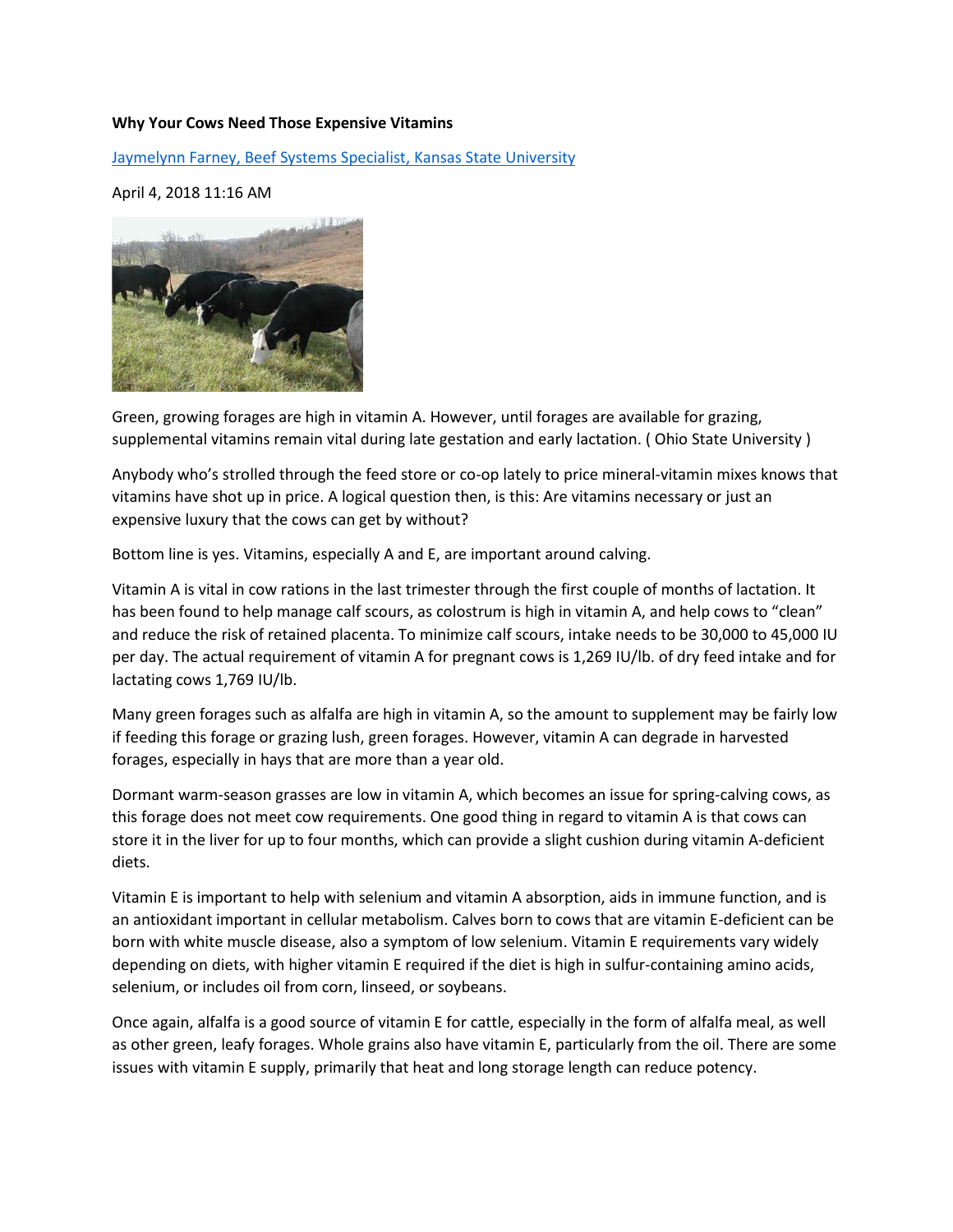**Why Your Cows Need Those Expensive Vitamins**

[Jaymelynn Farney, Beef Systems Specialist, Kansas State University]

April 4, 2018 11:16 AM

Green, growing forages are high in vitamin A. However, until forages are available for grazing, supplemental vitamins remain vital during late gestation and early lactation. ( Ohio State University )

Anybody who's strolled through the feed store or co-op lately to price mineral-vitamin mixes knows that vitamins have shot up in price. A logical question then, is this: Are vitamins necessary or just an expensive luxury that the cows can get by without?

Bottom line is yes. Vitamins, especially A and E, are important around calving.

Vitamin A is vital in cow rations in the last trimester through the first couple of months of lactation. It has been found to help manage calf scours, as colostrum is high in vitamin A, and help cows to "clean" and reduce the risk of retained placenta. To minimize calf scours, intake needs to be 30,000 to 45,000 IU per day. The actual requirement of vitamin A for pregnant cows is 1,269 IU/lb. of dry feed intake and for lactating cows 1,769 IU/lb.

Many green forages such as alfalfa are high in vitamin A, so the amount to supplement may be fairly low if feeding this forage or grazing lush, green forages. However, vitamin A can degrade in harvested forages, especially in hays that are more than a year old.

Dormant warm-season grasses are low in vitamin A, which becomes an issue for spring-calving cows, as this forage does not meet cow requirements. One good thing in regard to vitamin A is that cows can store it in the liver for up to four months, which can provide a slight cushion during vitamin A-deficient diets.

Vitamin E is important to help with selenium and vitamin A absorption, aids in immune function, and is an antioxidant important in cellular metabolism. Calves born to cows that are vitamin E-deficient can be born with white muscle disease, also a symptom of low selenium. Vitamin E requirements vary widely depending on diets, with higher vitamin E required if the diet is high in sulfur-containing amino acids, selenium, or includes oil from corn, linseed, or soybeans.

Once again, alfalfa is a good source of vitamin E for cattle, especially in the form of alfalfa meal, as well as other green, leafy forages. Whole grains also have vitamin E, particularly from the oil. There are some issues with vitamin E supply, primarily that heat and long storage length can reduce potency.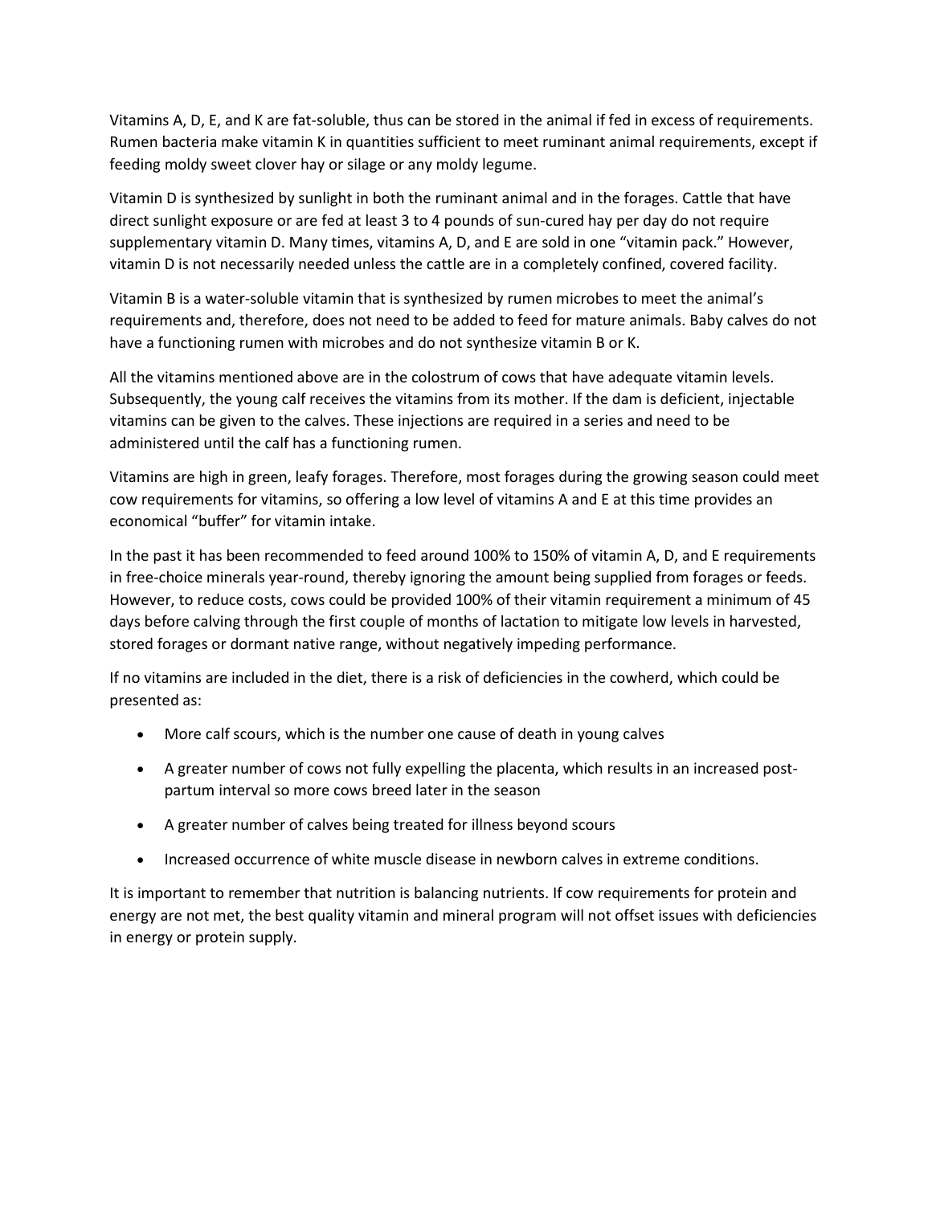Vitamins A, D, E, and K are fat-soluble, thus can be stored in the animal if fed in excess of requirements. Rumen bacteria make vitamin K in quantities sufficient to meet ruminant animal requirements, except if feeding moldy sweet clover hay or silage or any moldy legume.

Vitamin D is synthesized by sunlight in both the ruminant animal and in the forages. Cattle that have direct sunlight exposure or are fed at least 3 to 4 pounds of sun-cured hay per day do not require supplementary vitamin D. Many times, vitamins A, D, and E are sold in one "vitamin pack." However, vitamin D is not necessarily needed unless the cattle are in a completely confined, covered facility.

Vitamin B is a water-soluble vitamin that is synthesized by rumen microbes to meet the animal's requirements and, therefore, does not need to be added to feed for mature animals. Baby calves do not have a functioning rumen with microbes and do not synthesize vitamin B or K.

All the vitamins mentioned above are in the colostrum of cows that have adequate vitamin levels. Subsequently, the young calf receives the vitamins from its mother. If the dam is deficient, injectable vitamins can be given to the calves. These injections are required in a series and need to be administered until the calf has a functioning rumen.

Vitamins are high in green, leafy forages. Therefore, most forages during the growing season could meet cow requirements for vitamins, so offering a low level of vitamins A and E at this time provides an economical "buffer" for vitamin intake.

In the past it has been recommended to feed around 100% to 150% of vitamin A, D, and E requirements in free-choice minerals year-round, thereby ignoring the amount being supplied from forages or feeds. However, to reduce costs, cows could be provided 100% of their vitamin requirement a minimum of 45 days before calving through the first couple of months of lactation to mitigate low levels in harvested, stored forages or dormant native range, without negatively impeding performance.

If no vitamins are included in the diet, there is a risk of deficiencies in the cowherd, which could be presented as:

- More calf scours, which is the number one cause of death in young calves
- A greater number of cows not fully expelling the placenta, which results in an increased post-partum interval so more cows breed later in the season
- A greater number of calves being treated for illness beyond scours
- Increased occurrence of white muscle disease in newborn calves in extreme conditions.

It is important to remember that nutrition is balancing nutrients. If cow requirements for protein and energy are not met, the best quality vitamin and mineral program will not offset issues with deficiencies in energy or protein supply.